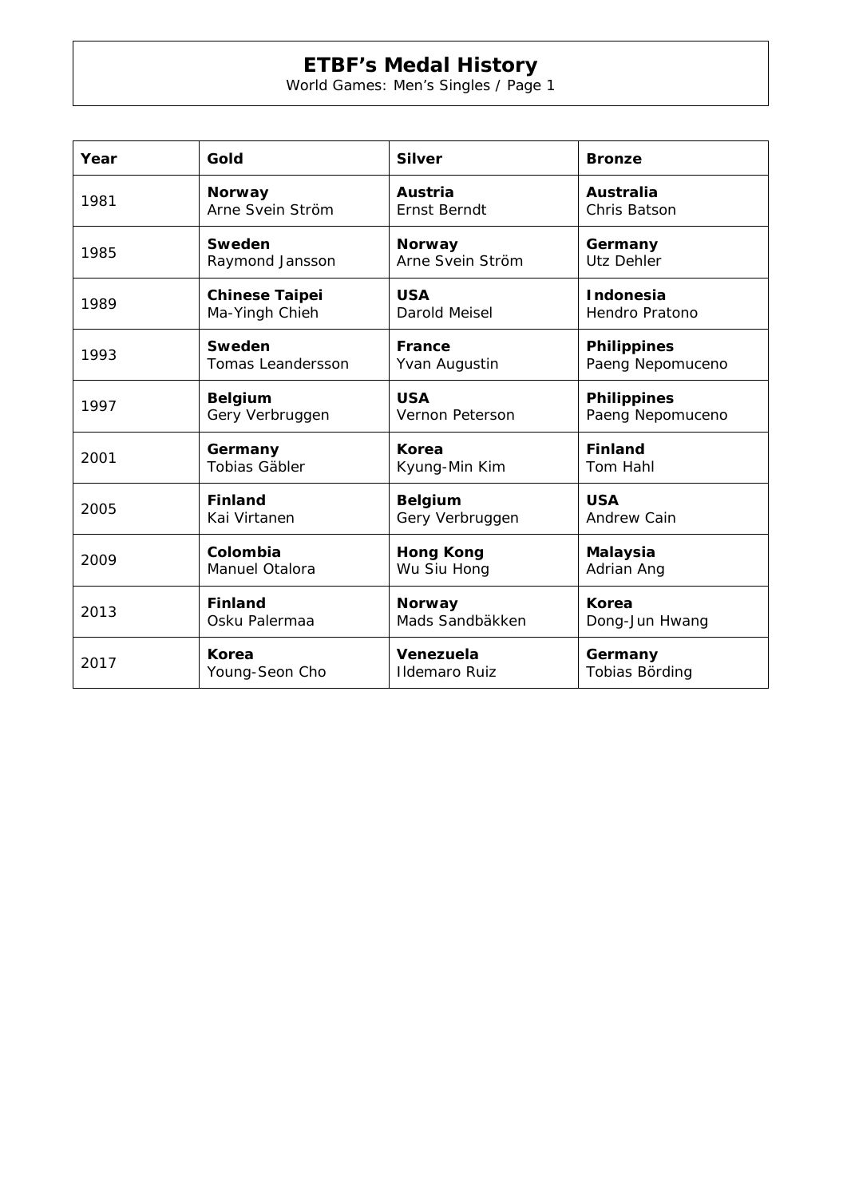# ETBF's Medal History

World Games: Men's Singles / Page 1

| Year | Gold | Silver | Bronze |
|---|---|---|---|
| 1981 | **Norway** Arne Svein Ström | **Austria** Ernst Berndt | **Australia** Chris Batson |
| 1985 | **Sweden** Raymond Jansson | **Norway** Arne Svein Ström | **Germany** Utz Dehler |
| 1989 | **Chinese Taipei** Ma-Yingh Chieh | **USA** Darold Meisel | **Indonesia** Hendro Pratono |
| 1993 | **Sweden** Tomas Leandersson | **France** Yvan Augustin | **Philippines** Paeng Nepomuceno |
| 1997 | **Belgium** Gery Verbruggen | **USA** Vernon Peterson | **Philippines** Paeng Nepomuceno |
| 2001 | **Germany** Tobias Gäbler | **Korea** Kyung-Min Kim | **Finland** Tom Hahl |
| 2005 | **Finland** Kai Virtanen | **Belgium** Gery Verbruggen | **USA** Andrew Cain |
| 2009 | **Colombia** Manuel Otalora | **Hong Kong** Wu Siu Hong | **Malaysia** Adrian Ang |
| 2013 | **Finland** Osku Palermaa | **Norway** Mads Sandbäkken | **Korea** Dong-Jun Hwang |
| 2017 | **Korea** Young-Seon Cho | **Venezuela** Ildemaro Ruiz | **Germany** Tobias Börding |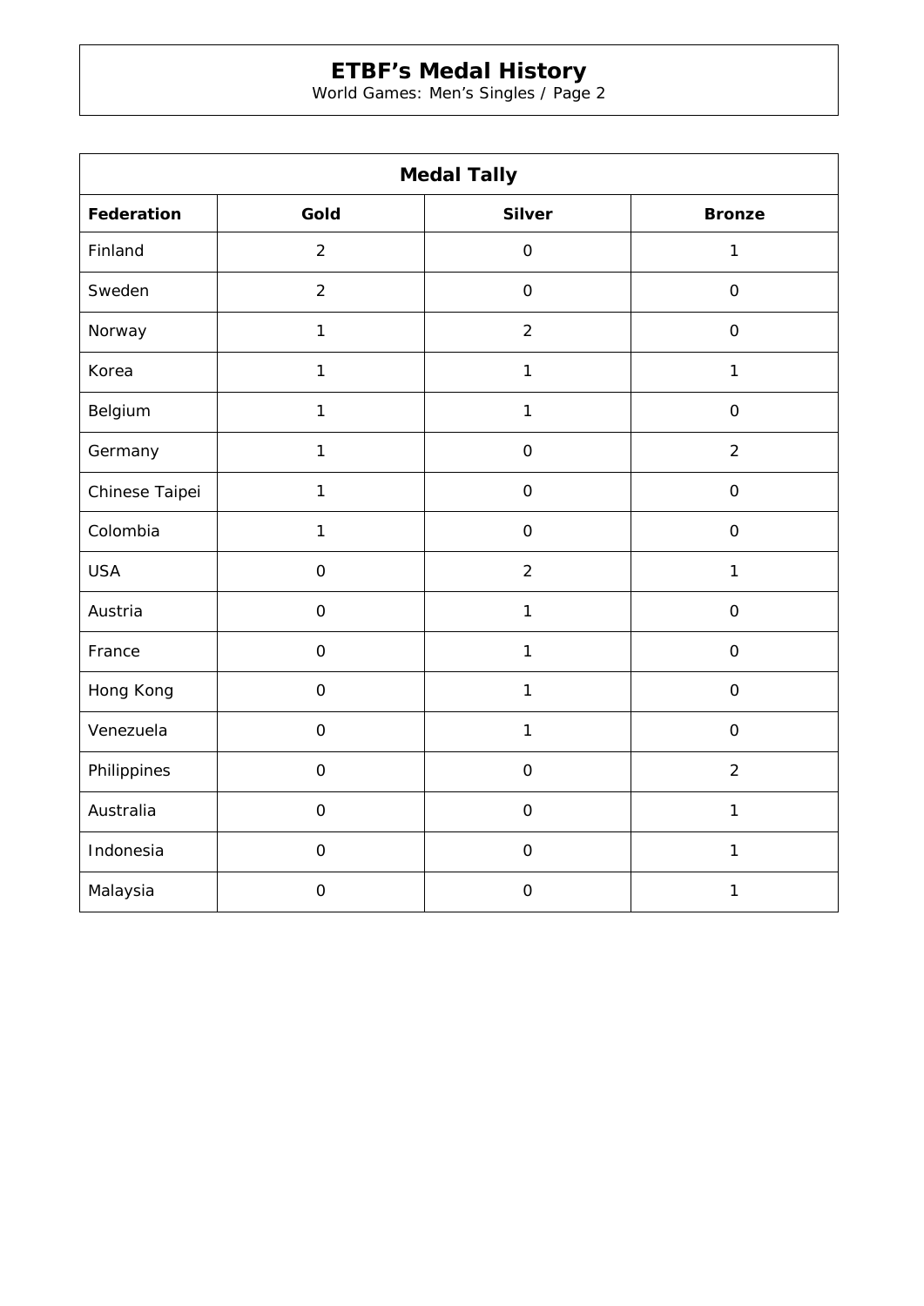# ETBF's Medal History

World Games: Men's Singles / Page 2

| Medal Tally | | | |
|---|---|---|---|
| **Federation** | **Gold** | **Silver** | **Bronze** |
| Finland | 2 | 0 | 1 |
| Sweden | 2 | 0 | 0 |
| Norway | 1 | 2 | 0 |
| Korea | 1 | 1 | 1 |
| Belgium | 1 | 1 | 0 |
| Germany | 1 | 0 | 2 |
| Chinese Taipei | 1 | 0 | 0 |
| Colombia | 1 | 0 | 0 |
| USA | 0 | 2 | 1 |
| Austria | 0 | 1 | 0 |
| France | 0 | 1 | 0 |
| Hong Kong | 0 | 1 | 0 |
| Venezuela | 0 | 1 | 0 |
| Philippines | 0 | 0 | 2 |
| Australia | 0 | 0 | 1 |
| Indonesia | 0 | 0 | 1 |
| Malaysia | 0 | 0 | 1 |